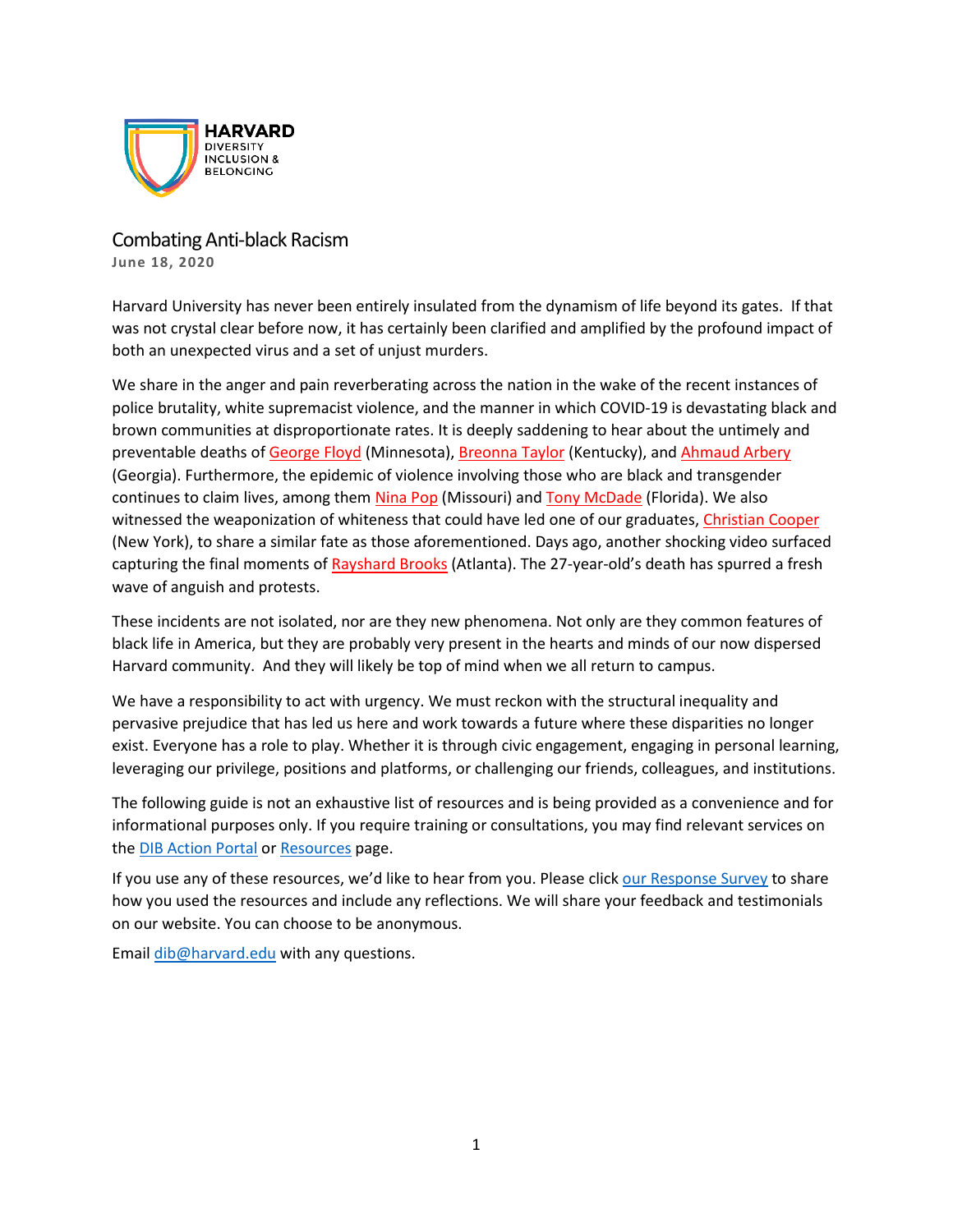HARVARD
DIVERSITY
INCLUSION &
BELONGING

# Combating Anti-black Racism

**June 18, 2020**

Harvard University has never been entirely insulated from the dynamism of life beyond its gates. If that was not crystal clear before now, it has certainly been clarified and amplified by the profound impact of both an unexpected virus and a set of unjust murders.

We share in the anger and pain reverberating across the nation in the wake of the recent instances of police brutality, white supremacist violence, and the manner in which COVID-19 is devastating black and brown communities at disproportionate rates. It is deeply saddening to hear about the untimely and preventable deaths of George Floyd (Minnesota), Breonna Taylor (Kentucky), and Ahmaud Arbery (Georgia). Furthermore, the epidemic of violence involving those who are black and transgender continues to claim lives, among them Nina Pop (Missouri) and Tony McDade (Florida). We also witnessed the weaponization of whiteness that could have led one of our graduates, Christian Cooper (New York), to share a similar fate as those aforementioned. Days ago, another shocking video surfaced capturing the final moments of Rayshard Brooks (Atlanta). The 27-year-old's death has spurred a fresh wave of anguish and protests.

These incidents are not isolated, nor are they new phenomena. Not only are they common features of black life in America, but they are probably very present in the hearts and minds of our now dispersed Harvard community. And they will likely be top of mind when we all return to campus.

We have a responsibility to act with urgency. We must reckon with the structural inequality and pervasive prejudice that has led us here and work towards a future where these disparities no longer exist. Everyone has a role to play. Whether it is through civic engagement, engaging in personal learning, leveraging our privilege, positions and platforms, or challenging our friends, colleagues, and institutions.

The following guide is not an exhaustive list of resources and is being provided as a convenience and for informational purposes only. If you require training or consultations, you may find relevant services on the DIB Action Portal or Resources page.

If you use any of these resources, we'd like to hear from you. Please click our Response Survey to share how you used the resources and include any reflections. We will share your feedback and testimonials on our website. You can choose to be anonymous.

Email dib@harvard.edu with any questions.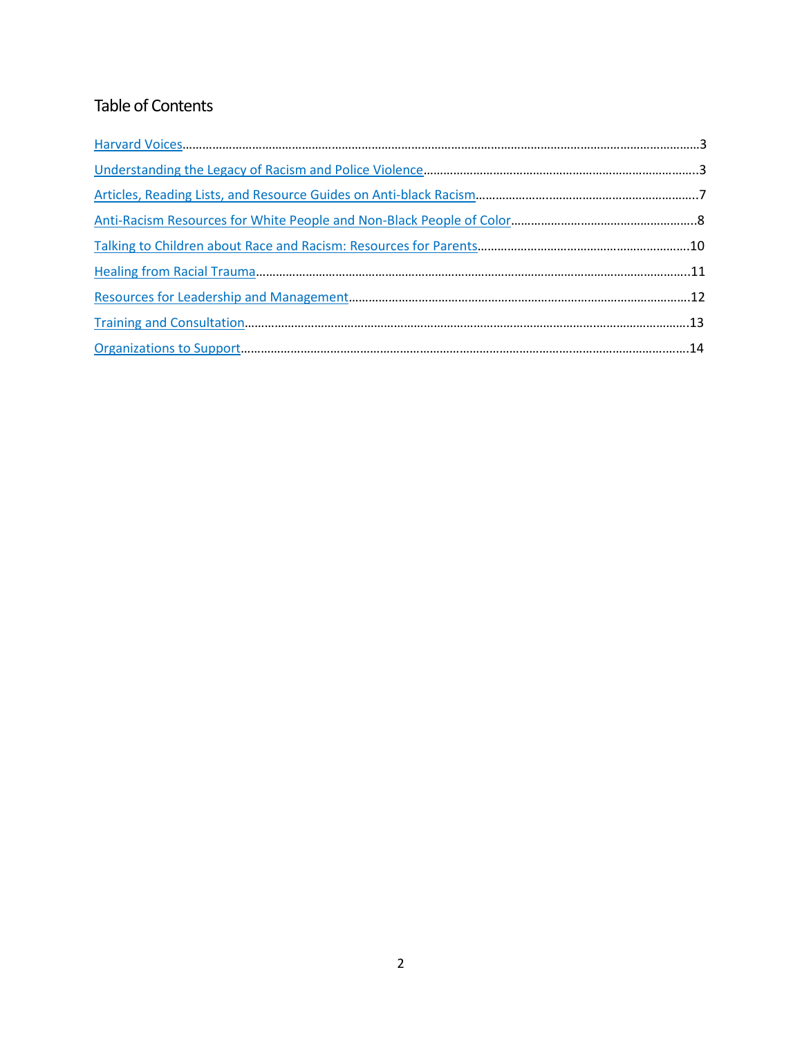## Table of Contents

[Harvard Voices](#)……………………………………………………………………………………………………………………………………3

[Understanding the Legacy of Racism and Police Violence](#)…………………………………………………………………………3

[Articles, Reading Lists, and Resource Guides on Anti-black Racism](#)……………………………………………………………7

[Anti-Racism Resources for White People and Non-Black People of Color](#)…………………………………………………8

[Talking to Children about Race and Racism: Resources for Parents](#)………………………………………………………10

[Healing from Racial Trauma](#)………………………………………………………………………………………………………………11

[Resources for Leadership and Management](#)…………………………………………………………………………………………12

[Training and Consultation](#)…………………………………………………………………………………………………………………13

[Organizations to Support](#)…………………………………………………………………………………………………………………14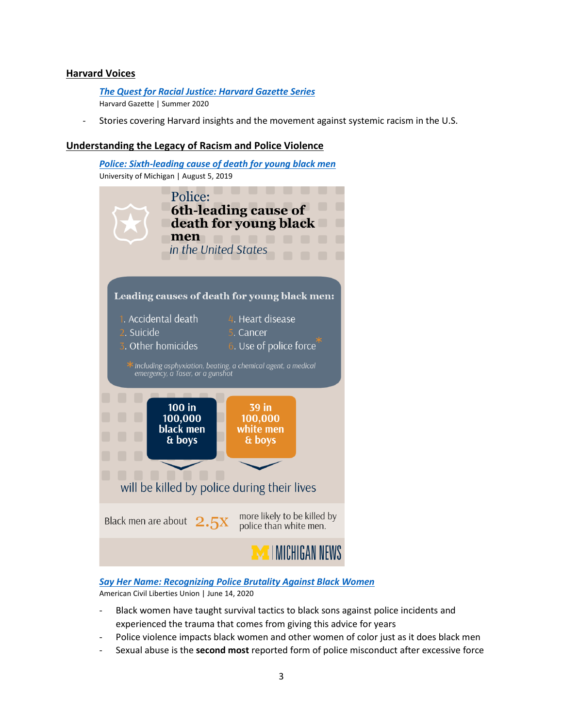## Harvard Voices

[***The Quest for Racial Justice: Harvard Gazette Series***]
Harvard Gazette | Summer 2020

- Stories covering Harvard insights and the movement against systemic racism in the U.S.

## Understanding the Legacy of Racism and Police Violence

[***Police: Sixth-leading cause of death for young black men***]
University of Michigan | August 5, 2019

Police: **6th-leading cause of death for young black men** *in the United States*

**Leading causes of death for young black men:**

1. Accidental death
2. Suicide
3. Other homicides
4. Heart disease
5. Cancer
6. Use of police force*

\* *Including asphyxiation, beating, a chemical agent, a medical emergency, a Taser, or a gunshot*

**100 in 100,000 black men & boys**

**39 in 100,000 white men & boys**

will be killed by police during their lives

Black men are about **2.5X** more likely to be killed by police than white men.

MICHIGAN NEWS

[***Say Her Name: Recognizing Police Brutality Against Black Women***]
American Civil Liberties Union | June 14, 2020

- Black women have taught survival tactics to black sons against police incidents and experienced the trauma that comes from giving this advice for years
- Police violence impacts black women and other women of color just as it does black men
- Sexual abuse is the **second most** reported form of police misconduct after excessive force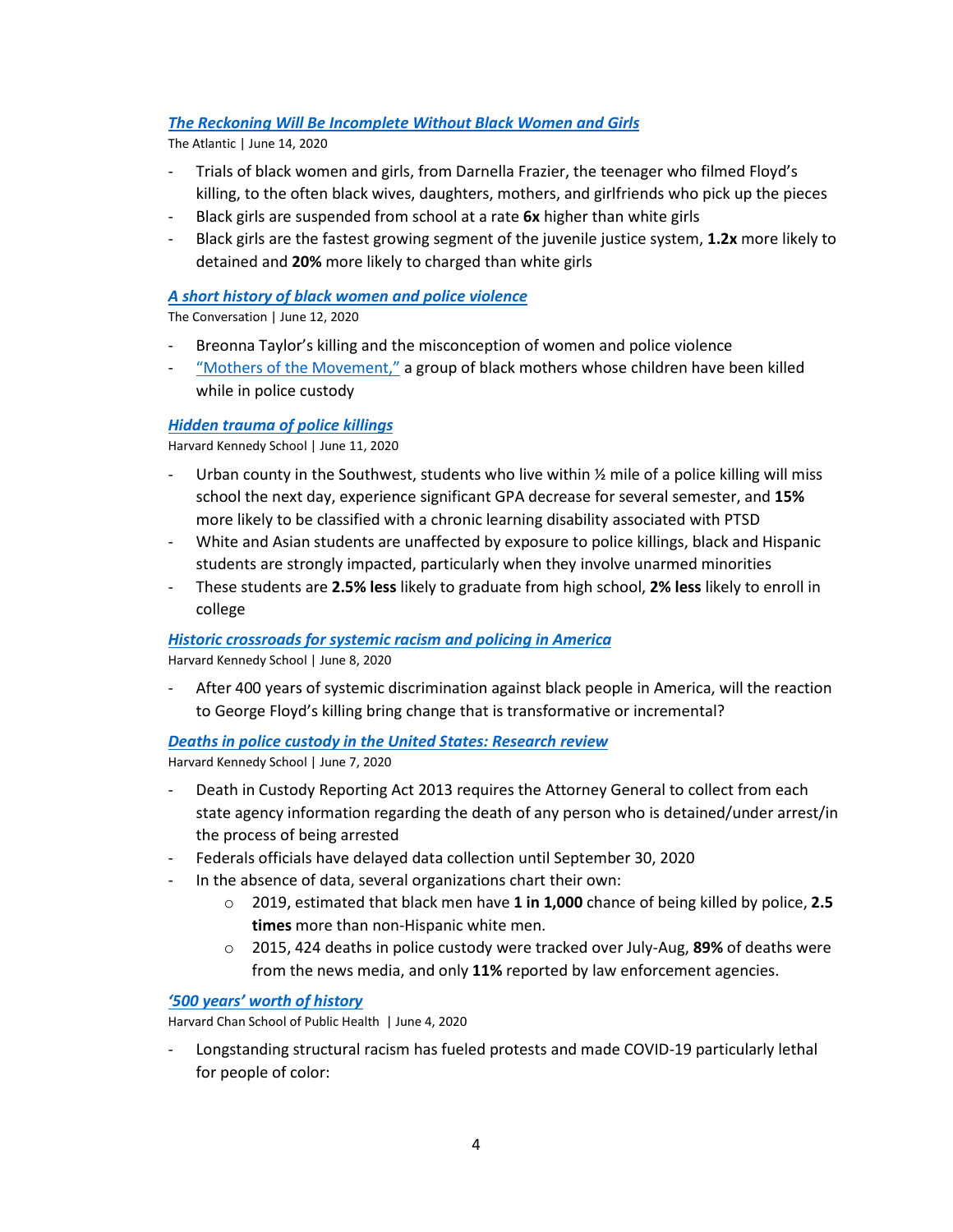***[The Reckoning Will Be Incomplete Without Black Women and Girls](#)***

The Atlantic | June 14, 2020

- Trials of black women and girls, from Darnella Frazier, the teenager who filmed Floyd's killing, to the often black wives, daughters, mothers, and girlfriends who pick up the pieces
- Black girls are suspended from school at a rate **6x** higher than white girls
- Black girls are the fastest growing segment of the juvenile justice system, **1.2x** more likely to detained and **20%** more likely to charged than white girls

***[A short history of black women and police violence](#)***

The Conversation | June 12, 2020

- Breonna Taylor's killing and the misconception of women and police violence
- ["Mothers of the Movement,"](#) a group of black mothers whose children have been killed while in police custody

***[Hidden trauma of police killings](#)***

Harvard Kennedy School | June 11, 2020

- Urban county in the Southwest, students who live within ½ mile of a police killing will miss school the next day, experience significant GPA decrease for several semester, and **15%** more likely to be classified with a chronic learning disability associated with PTSD
- White and Asian students are unaffected by exposure to police killings, black and Hispanic students are strongly impacted, particularly when they involve unarmed minorities
- These students are **2.5% less** likely to graduate from high school, **2% less** likely to enroll in college

***[Historic crossroads for systemic racism and policing in America](#)***

Harvard Kennedy School | June 8, 2020

- After 400 years of systemic discrimination against black people in America, will the reaction to George Floyd's killing bring change that is transformative or incremental?

***[Deaths in police custody in the United States: Research review](#)***

Harvard Kennedy School | June 7, 2020

- Death in Custody Reporting Act 2013 requires the Attorney General to collect from each state agency information regarding the death of any person who is detained/under arrest/in the process of being arrested
- Federals officials have delayed data collection until September 30, 2020
- In the absence of data, several organizations chart their own:
  - 2019, estimated that black men have **1 in 1,000** chance of being killed by police, **2.5 times** more than non-Hispanic white men.
  - 2015, 424 deaths in police custody were tracked over July-Aug, **89%** of deaths were from the news media, and only **11%** reported by law enforcement agencies.

***['500 years' worth of history](#)***

Harvard Chan School of Public Health | June 4, 2020

- Longstanding structural racism has fueled protests and made COVID-19 particularly lethal for people of color: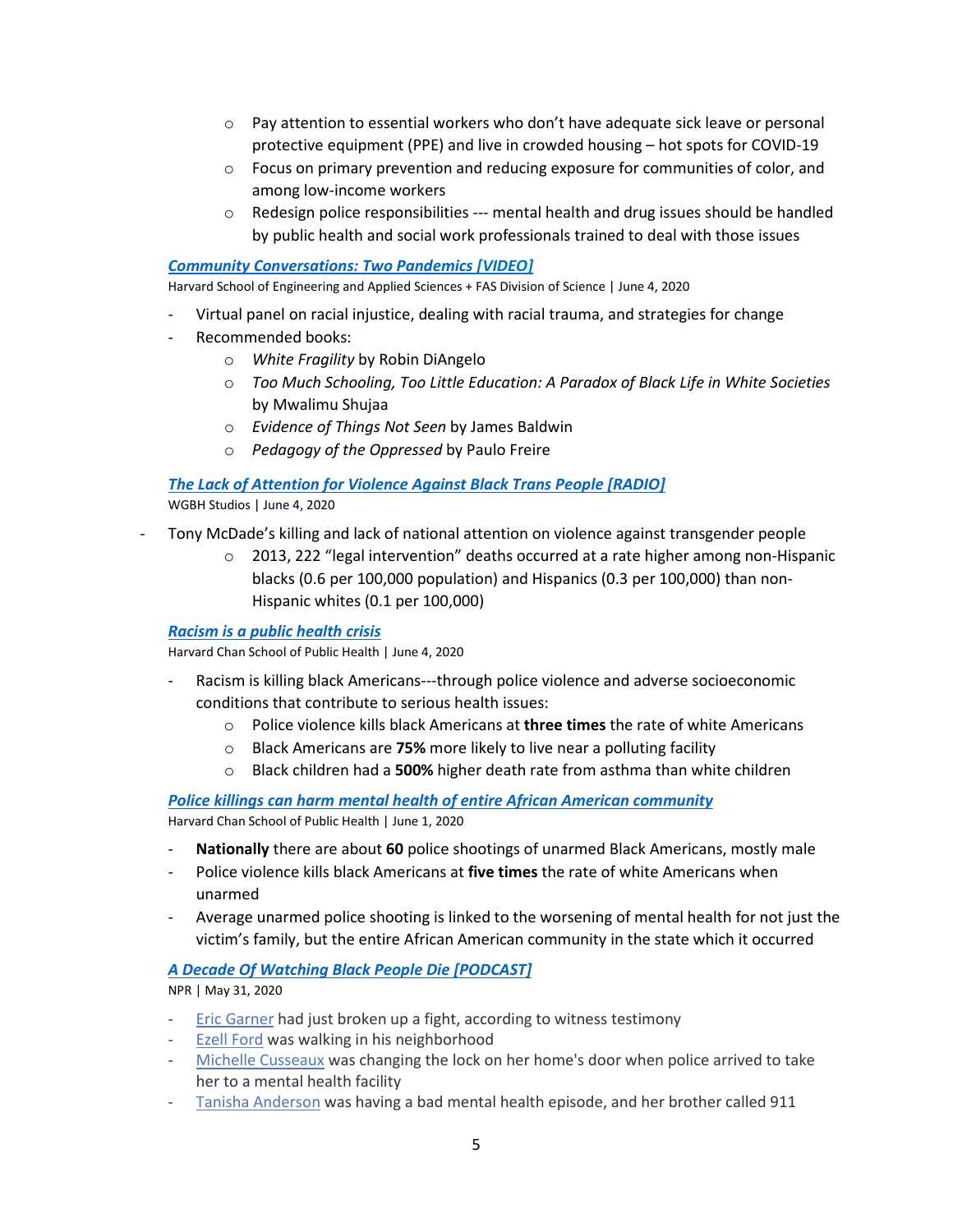- Pay attention to essential workers who don't have adequate sick leave or personal protective equipment (PPE) and live in crowded housing – hot spots for COVID-19
- Focus on primary prevention and reducing exposure for communities of color, and among low-income workers
- Redesign police responsibilities --- mental health and drug issues should be handled by public health and social work professionals trained to deal with those issues

***Community Conversations: Two Pandemics [VIDEO]***

Harvard School of Engineering and Applied Sciences + FAS Division of Science | June 4, 2020

- Virtual panel on racial injustice, dealing with racial trauma, and strategies for change
- Recommended books:
  - *White Fragility* by Robin DiAngelo
  - *Too Much Schooling, Too Little Education: A Paradox of Black Life in White Societies* by Mwalimu Shujaa
  - *Evidence of Things Not Seen* by James Baldwin
  - *Pedagogy of the Oppressed* by Paulo Freire

***The Lack of Attention for Violence Against Black Trans People [RADIO]***

WGBH Studios | June 4, 2020

- Tony McDade's killing and lack of national attention on violence against transgender people
  - 2013, 222 "legal intervention" deaths occurred at a rate higher among non-Hispanic blacks (0.6 per 100,000 population) and Hispanics (0.3 per 100,000) than non-Hispanic whites (0.1 per 100,000)

***Racism is a public health crisis***

Harvard Chan School of Public Health | June 4, 2020

- Racism is killing black Americans---through police violence and adverse socioeconomic conditions that contribute to serious health issues:
  - Police violence kills black Americans at **three times** the rate of white Americans
  - Black Americans are **75%** more likely to live near a polluting facility
  - Black children had a **500%** higher death rate from asthma than white children

***Police killings can harm mental health of entire African American community***

Harvard Chan School of Public Health | June 1, 2020

- **Nationally** there are about **60** police shootings of unarmed Black Americans, mostly male
- Police violence kills black Americans at **five times** the rate of white Americans when unarmed
- Average unarmed police shooting is linked to the worsening of mental health for not just the victim's family, but the entire African American community in the state which it occurred

***A Decade Of Watching Black People Die [PODCAST]***

NPR | May 31, 2020

- Eric Garner had just broken up a fight, according to witness testimony
- Ezell Ford was walking in his neighborhood
- Michelle Cusseaux was changing the lock on her home's door when police arrived to take her to a mental health facility
- Tanisha Anderson was having a bad mental health episode, and her brother called 911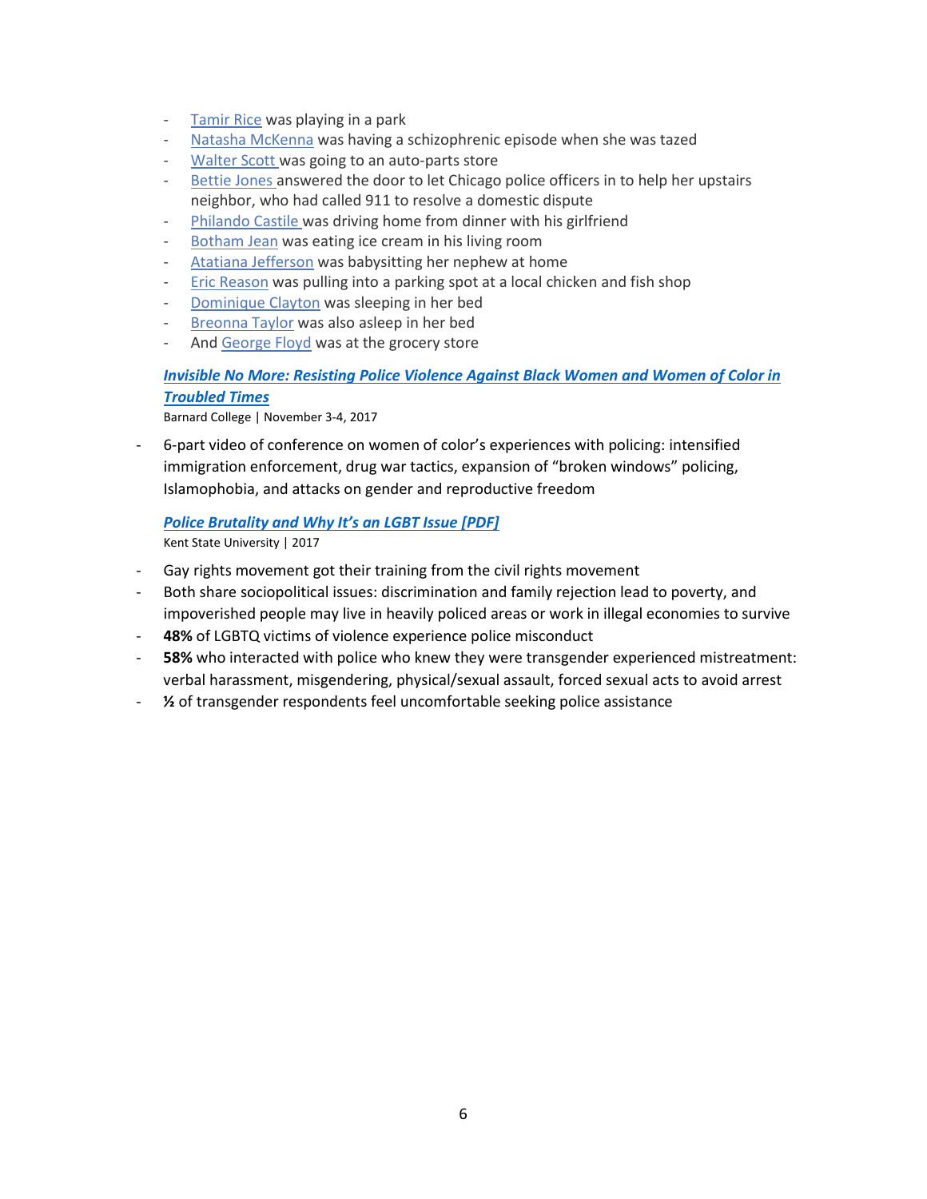- Tamir Rice was playing in a park
- Natasha McKenna was having a schizophrenic episode when she was tazed
- Walter Scott was going to an auto-parts store
- Bettie Jones answered the door to let Chicago police officers in to help her upstairs neighbor, who had called 911 to resolve a domestic dispute
- Philando Castile was driving home from dinner with his girlfriend
- Botham Jean was eating ice cream in his living room
- Atatiana Jefferson was babysitting her nephew at home
- Eric Reason was pulling into a parking spot at a local chicken and fish shop
- Dominique Clayton was sleeping in her bed
- Breonna Taylor was also asleep in her bed
- And George Floyd was at the grocery store

***Invisible No More: Resisting Police Violence Against Black Women and Women of Color in Troubled Times***

Barnard College | November 3-4, 2017

- 6-part video of conference on women of color's experiences with policing: intensified immigration enforcement, drug war tactics, expansion of "broken windows" policing, Islamophobia, and attacks on gender and reproductive freedom

***Police Brutality and Why It's an LGBT Issue [PDF]***

Kent State University | 2017

- Gay rights movement got their training from the civil rights movement
- Both share sociopolitical issues: discrimination and family rejection lead to poverty, and impoverished people may live in heavily policed areas or work in illegal economies to survive
- **48%** of LGBTQ victims of violence experience police misconduct
- **58%** who interacted with police who knew they were transgender experienced mistreatment: verbal harassment, misgendering, physical/sexual assault, forced sexual acts to avoid arrest
- **½** of transgender respondents feel uncomfortable seeking police assistance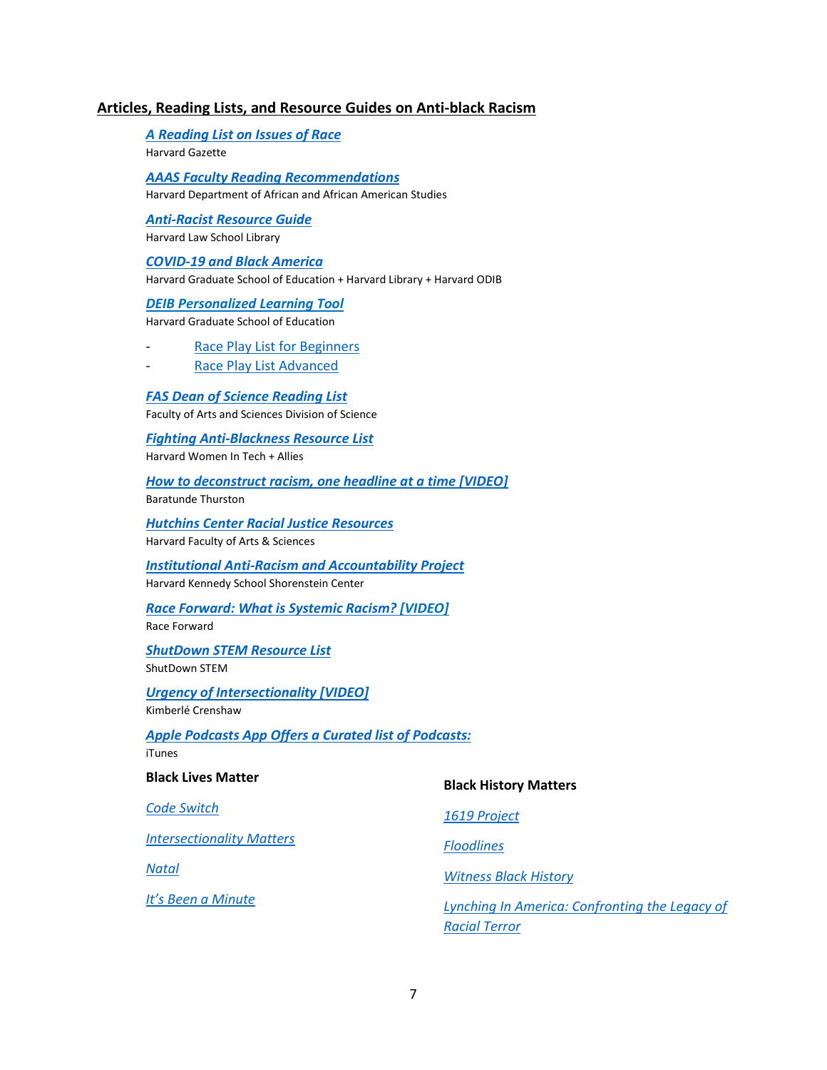## Articles, Reading Lists, and Resource Guides on Anti-black Racism

***A Reading List on Issues of Race***
Harvard Gazette

***AAAS Faculty Reading Recommendations***
Harvard Department of African and African American Studies

***Anti-Racist Resource Guide***
Harvard Law School Library

***COVID-19 and Black America***
Harvard Graduate School of Education + Harvard Library + Harvard ODIB

***DEIB Personalized Learning Tool***
Harvard Graduate School of Education

- Race Play List for Beginners
- Race Play List Advanced

***FAS Dean of Science Reading List***
Faculty of Arts and Sciences Division of Science

***Fighting Anti-Blackness Resource List***
Harvard Women In Tech + Allies

***How to deconstruct racism, one headline at a time [VIDEO]***
Baratunde Thurston

***Hutchins Center Racial Justice Resources***
Harvard Faculty of Arts & Sciences

***Institutional Anti-Racism and Accountability Project***
Harvard Kennedy School Shorenstein Center

***Race Forward: What is Systemic Racism? [VIDEO]***
Race Forward

***ShutDown STEM Resource List***
ShutDown STEM

***Urgency of Intersectionality [VIDEO]***
Kimberlé Crenshaw

***Apple Podcasts App Offers a Curated list of Podcasts:***
iTunes

**Black Lives Matter**

*Code Switch*

*Intersectionality Matters*

*Natal*

*It's Been a Minute*

**Black History Matters**

*1619 Project*

*Floodlines*

*Witness Black History*

*Lynching In America: Confronting the Legacy of Racial Terror*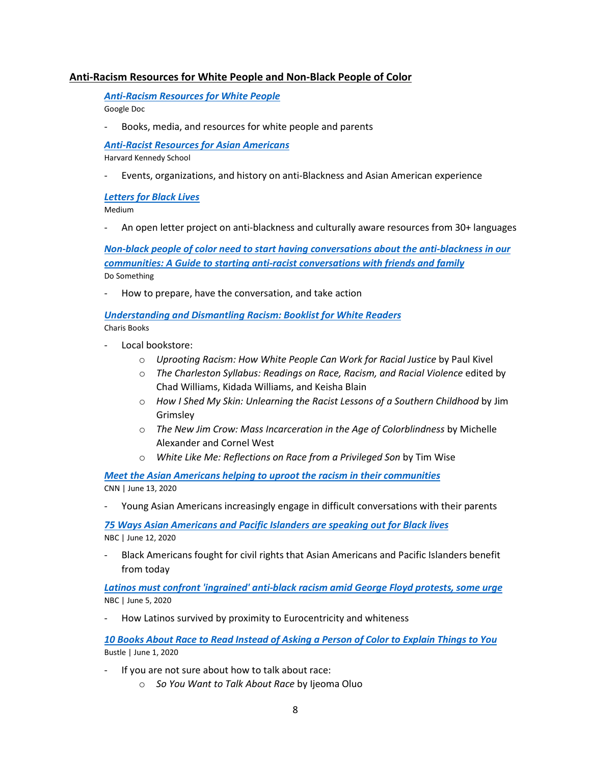## Anti-Racism Resources for White People and Non-Black People of Color

***Anti-Racism Resources for White People***
Google Doc

- Books, media, and resources for white people and parents

***Anti-Racist Resources for Asian Americans***
Harvard Kennedy School

- Events, organizations, and history on anti-Blackness and Asian American experience

***Letters for Black Lives***
Medium

- An open letter project on anti-blackness and culturally aware resources from 30+ languages

***Non-black people of color need to start having conversations about the anti-blackness in our communities: A Guide to starting anti-racist conversations with friends and family***
Do Something

- How to prepare, have the conversation, and take action

***Understanding and Dismantling Racism: Booklist for White Readers***
Charis Books

- Local bookstore:
  - *Uprooting Racism: How White People Can Work for Racial Justice* by Paul Kivel
  - *The Charleston Syllabus: Readings on Race, Racism, and Racial Violence* edited by Chad Williams, Kidada Williams, and Keisha Blain
  - *How I Shed My Skin: Unlearning the Racist Lessons of a Southern Childhood* by Jim Grimsley
  - *The New Jim Crow: Mass Incarceration in the Age of Colorblindness* by Michelle Alexander and Cornel West
  - *White Like Me: Reflections on Race from a Privileged Son* by Tim Wise

***Meet the Asian Americans helping to uproot the racism in their communities***
CNN | June 13, 2020

- Young Asian Americans increasingly engage in difficult conversations with their parents

***75 Ways Asian Americans and Pacific Islanders are speaking out for Black lives***
NBC | June 12, 2020

- Black Americans fought for civil rights that Asian Americans and Pacific Islanders benefit from today

***Latinos must confront 'ingrained' anti-black racism amid George Floyd protests, some urge***
NBC | June 5, 2020

- How Latinos survived by proximity to Eurocentricity and whiteness

***10 Books About Race to Read Instead of Asking a Person of Color to Explain Things to You***
Bustle | June 1, 2020

- If you are not sure about how to talk about race:
  - *So You Want to Talk About Race* by Ijeoma Oluo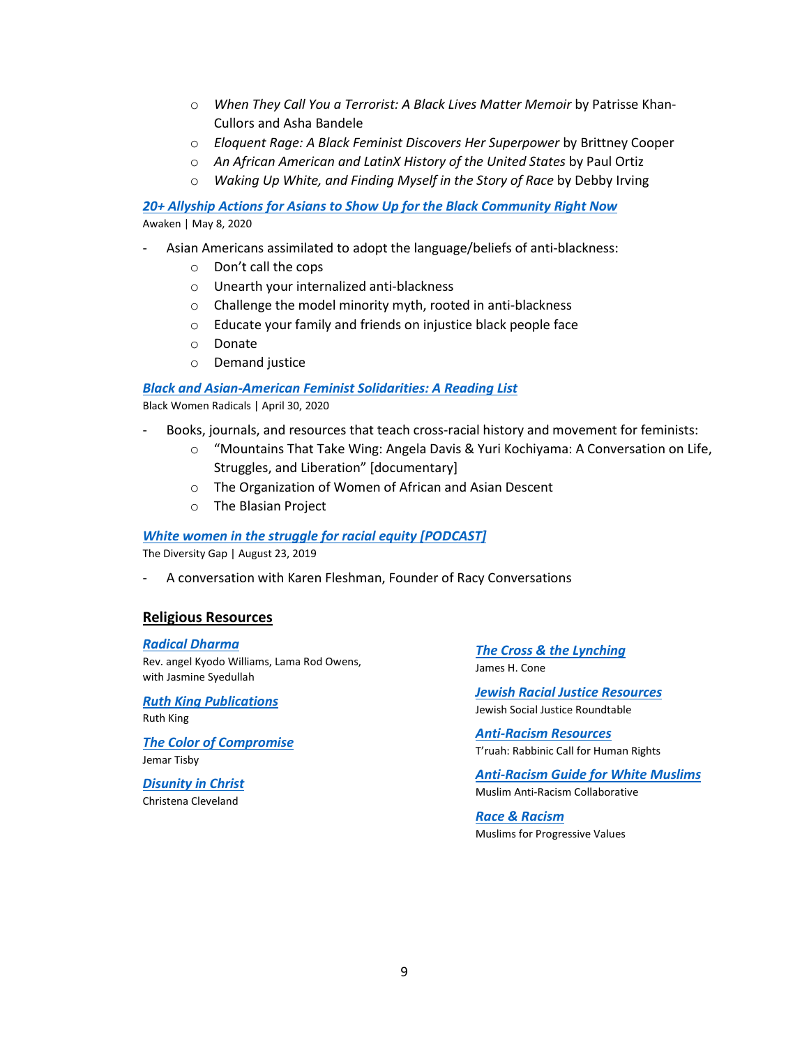- *When They Call You a Terrorist: A Black Lives Matter Memoir* by Patrisse Khan-Cullors and Asha Bandele
- *Eloquent Rage: A Black Feminist Discovers Her Superpower* by Brittney Cooper
- *An African American and LatinX History of the United States* by Paul Ortiz
- *Waking Up White, and Finding Myself in the Story of Race* by Debby Irving

***20+ Allyship Actions for Asians to Show Up for the Black Community Right Now***
Awaken | May 8, 2020

- Asian Americans assimilated to adopt the language/beliefs of anti-blackness:
  - Don't call the cops
  - Unearth your internalized anti-blackness
  - Challenge the model minority myth, rooted in anti-blackness
  - Educate your family and friends on injustice black people face
  - Donate
  - Demand justice

***Black and Asian-American Feminist Solidarities: A Reading List***
Black Women Radicals | April 30, 2020

- Books, journals, and resources that teach cross-racial history and movement for feminists:
  - "Mountains That Take Wing: Angela Davis & Yuri Kochiyama: A Conversation on Life, Struggles, and Liberation" [documentary]
  - The Organization of Women of African and Asian Descent
  - The Blasian Project

***White women in the struggle for racial equity [PODCAST]***
The Diversity Gap | August 23, 2019

- A conversation with Karen Fleshman, Founder of Racy Conversations

## Religious Resources

***Radical Dharma***
Rev. angel Kyodo Williams, Lama Rod Owens, with Jasmine Syedullah

***Ruth King Publications***
Ruth King

***The Color of Compromise***
Jemar Tisby

***Disunity in Christ***
Christena Cleveland

***The Cross & the Lynching***
James H. Cone

***Jewish Racial Justice Resources***
Jewish Social Justice Roundtable

***Anti-Racism Resources***
T'ruah: Rabbinic Call for Human Rights

***Anti-Racism Guide for White Muslims***
Muslim Anti-Racism Collaborative

***Race & Racism***
Muslims for Progressive Values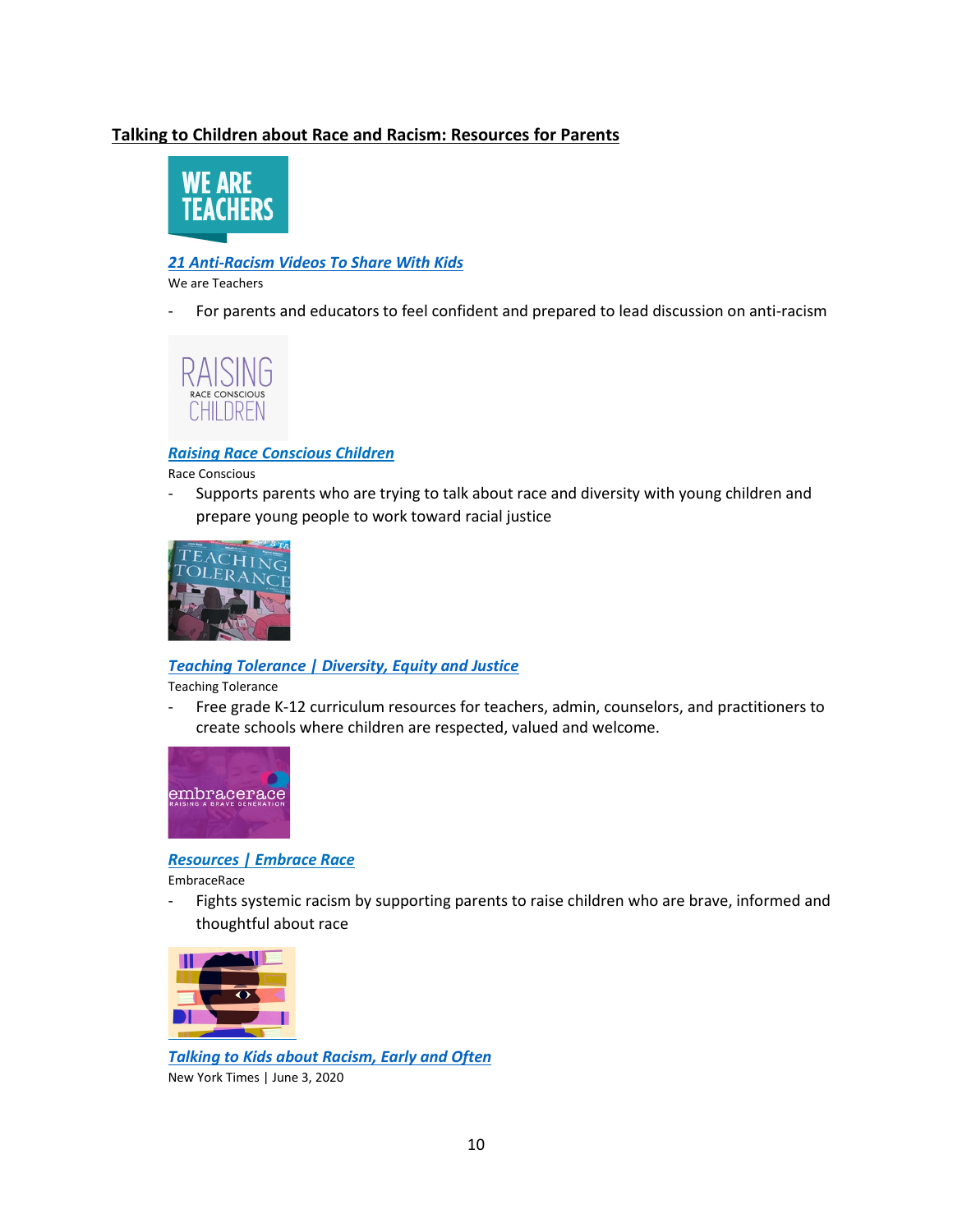## Talking to Children about Race and Racism: Resources for Parents

***21 Anti-Racism Videos To Share With Kids***

We are Teachers

- For parents and educators to feel confident and prepared to lead discussion on anti-racism

***Raising Race Conscious Children***

Race Conscious

- Supports parents who are trying to talk about race and diversity with young children and prepare young people to work toward racial justice

***Teaching Tolerance | Diversity, Equity and Justice***

Teaching Tolerance

- Free grade K-12 curriculum resources for teachers, admin, counselors, and practitioners to create schools where children are respected, valued and welcome.

***Resources | Embrace Race***

EmbraceRace

- Fights systemic racism by supporting parents to raise children who are brave, informed and thoughtful about race

***Talking to Kids about Racism, Early and Often***

New York Times | June 3, 2020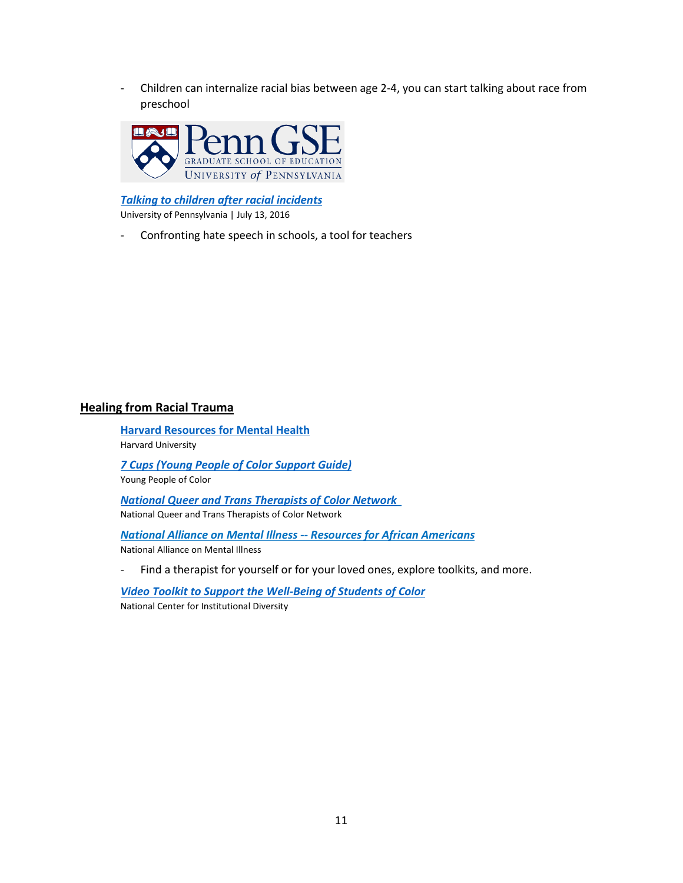- Children can internalize racial bias between age 2-4, you can start talking about race from preschool

***Talking to children after racial incidents***
University of Pennsylvania | July 13, 2016

- Confronting hate speech in schools, a tool for teachers

## Healing from Racial Trauma

**Harvard Resources for Mental Health**
Harvard University

***7 Cups (Young People of Color Support Guide)***
Young People of Color

***National Queer and Trans Therapists of Color Network***
National Queer and Trans Therapists of Color Network

***National Alliance on Mental Illness -- Resources for African Americans***
National Alliance on Mental Illness

- Find a therapist for yourself or for your loved ones, explore toolkits, and more.

***Video Toolkit to Support the Well-Being of Students of Color***
National Center for Institutional Diversity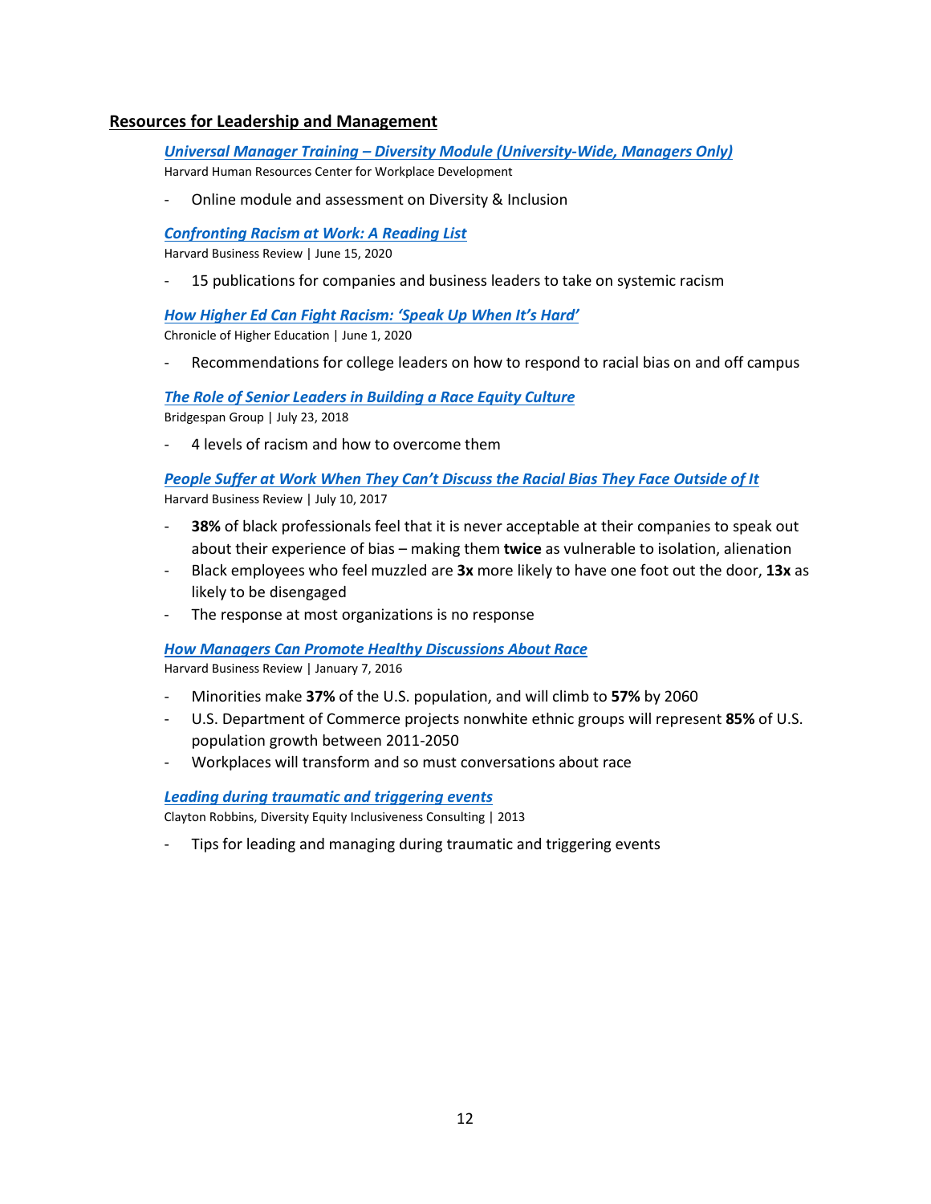## Resources for Leadership and Management

***Universal Manager Training – Diversity Module (University-Wide, Managers Only)***
Harvard Human Resources Center for Workplace Development

- Online module and assessment on Diversity & Inclusion

***Confronting Racism at Work: A Reading List***
Harvard Business Review | June 15, 2020

- 15 publications for companies and business leaders to take on systemic racism

***How Higher Ed Can Fight Racism: 'Speak Up When It's Hard'***
Chronicle of Higher Education | June 1, 2020

- Recommendations for college leaders on how to respond to racial bias on and off campus

***The Role of Senior Leaders in Building a Race Equity Culture***
Bridgespan Group | July 23, 2018

- 4 levels of racism and how to overcome them

***People Suffer at Work When They Can't Discuss the Racial Bias They Face Outside of It***
Harvard Business Review | July 10, 2017

- **38%** of black professionals feel that it is never acceptable at their companies to speak out about their experience of bias – making them **twice** as vulnerable to isolation, alienation
- Black employees who feel muzzled are **3x** more likely to have one foot out the door, **13x** as likely to be disengaged
- The response at most organizations is no response

***How Managers Can Promote Healthy Discussions About Race***
Harvard Business Review | January 7, 2016

- Minorities make **37%** of the U.S. population, and will climb to **57%** by 2060
- U.S. Department of Commerce projects nonwhite ethnic groups will represent **85%** of U.S. population growth between 2011-2050
- Workplaces will transform and so must conversations about race

***Leading during traumatic and triggering events***
Clayton Robbins, Diversity Equity Inclusiveness Consulting | 2013

- Tips for leading and managing during traumatic and triggering events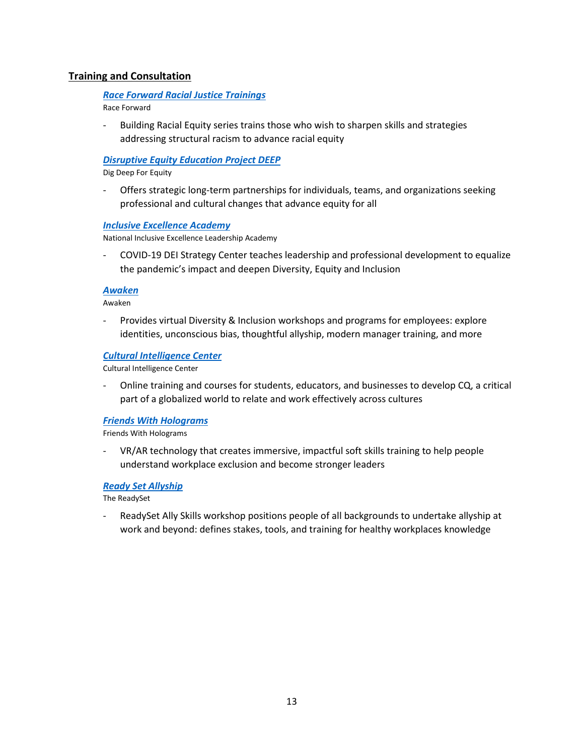## Training and Consultation

***Race Forward Racial Justice Trainings***

Race Forward

- Building Racial Equity series trains those who wish to sharpen skills and strategies addressing structural racism to advance racial equity

***Disruptive Equity Education Project DEEP***

Dig Deep For Equity

- Offers strategic long-term partnerships for individuals, teams, and organizations seeking professional and cultural changes that advance equity for all

***Inclusive Excellence Academy***

National Inclusive Excellence Leadership Academy

- COVID-19 DEI Strategy Center teaches leadership and professional development to equalize the pandemic's impact and deepen Diversity, Equity and Inclusion

***Awaken***

Awaken

- Provides virtual Diversity & Inclusion workshops and programs for employees: explore identities, unconscious bias, thoughtful allyship, modern manager training, and more

***Cultural Intelligence Center***

Cultural Intelligence Center

- Online training and courses for students, educators, and businesses to develop CQ, a critical part of a globalized world to relate and work effectively across cultures

***Friends With Holograms***

Friends With Holograms

- VR/AR technology that creates immersive, impactful soft skills training to help people understand workplace exclusion and become stronger leaders

***Ready Set Allyship***

The ReadySet

- ReadySet Ally Skills workshop positions people of all backgrounds to undertake allyship at work and beyond: defines stakes, tools, and training for healthy workplaces knowledge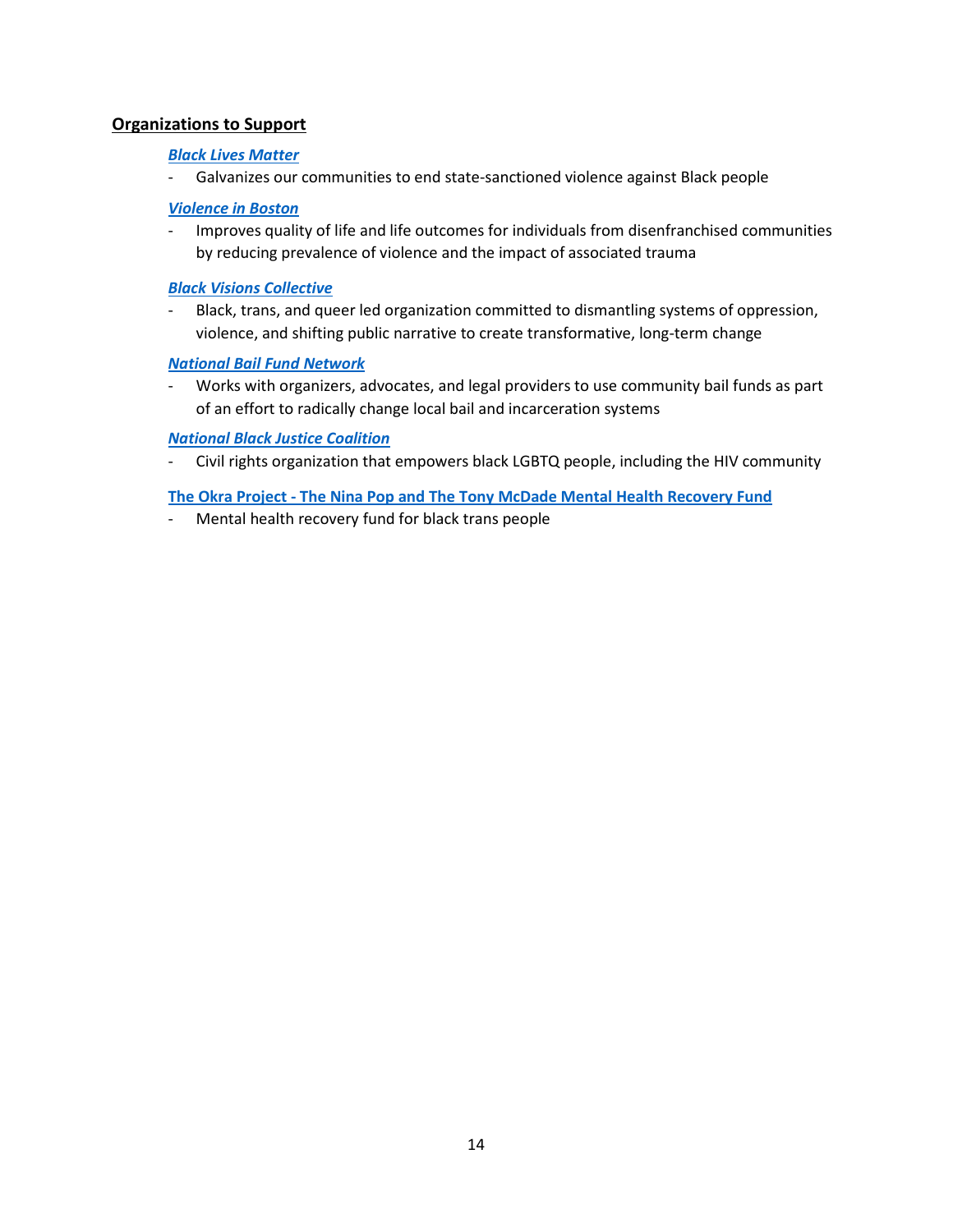## Organizations to Support

***Black Lives Matter***

- Galvanizes our communities to end state-sanctioned violence against Black people

***Violence in Boston***

- Improves quality of life and life outcomes for individuals from disenfranchised communities by reducing prevalence of violence and the impact of associated trauma

***Black Visions Collective***

- Black, trans, and queer led organization committed to dismantling systems of oppression, violence, and shifting public narrative to create transformative, long-term change

***National Bail Fund Network***

- Works with organizers, advocates, and legal providers to use community bail funds as part of an effort to radically change local bail and incarceration systems

***National Black Justice Coalition***

- Civil rights organization that empowers black LGBTQ people, including the HIV community

**The Okra Project - The Nina Pop and The Tony McDade Mental Health Recovery Fund**

- Mental health recovery fund for black trans people